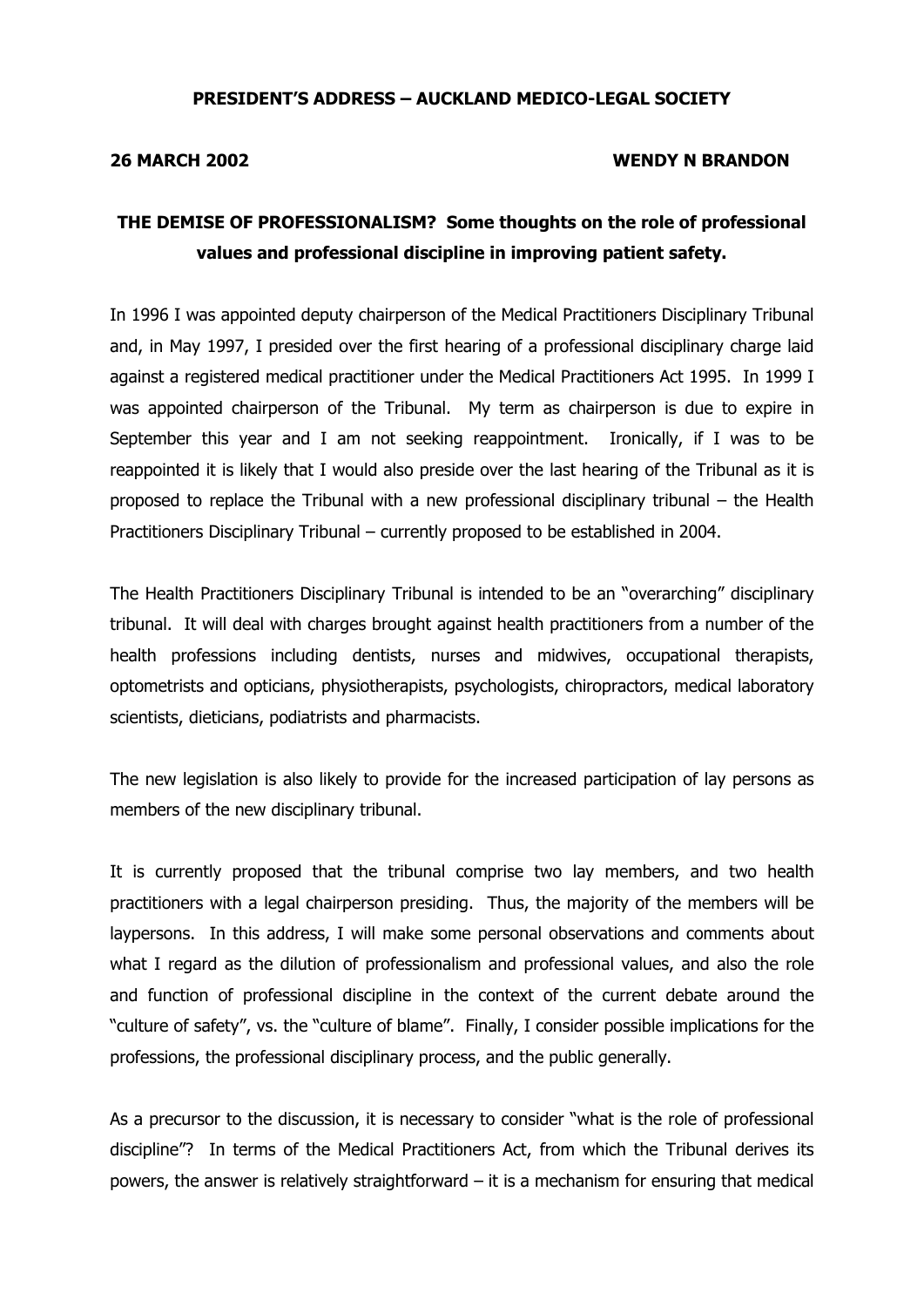**PRESIDENT'S ADDRESS – AUCKLAND MEDICO-LEGAL SOCIETY**

**26 MARCH 2002** **WENDY N BRANDON**

# THE DEMISE OF PROFESSIONALISM? Some thoughts on the role of professional values and professional discipline in improving patient safety.

In 1996 I was appointed deputy chairperson of the Medical Practitioners Disciplinary Tribunal and, in May 1997, I presided over the first hearing of a professional disciplinary charge laid against a registered medical practitioner under the Medical Practitioners Act 1995. In 1999 I was appointed chairperson of the Tribunal. My term as chairperson is due to expire in September this year and I am not seeking reappointment. Ironically, if I was to be reappointed it is likely that I would also preside over the last hearing of the Tribunal as it is proposed to replace the Tribunal with a new professional disciplinary tribunal – the Health Practitioners Disciplinary Tribunal – currently proposed to be established in 2004.

The Health Practitioners Disciplinary Tribunal is intended to be an "overarching" disciplinary tribunal. It will deal with charges brought against health practitioners from a number of the health professions including dentists, nurses and midwives, occupational therapists, optometrists and opticians, physiotherapists, psychologists, chiropractors, medical laboratory scientists, dieticians, podiatrists and pharmacists.

The new legislation is also likely to provide for the increased participation of lay persons as members of the new disciplinary tribunal.

It is currently proposed that the tribunal comprise two lay members, and two health practitioners with a legal chairperson presiding. Thus, the majority of the members will be laypersons. In this address, I will make some personal observations and comments about what I regard as the dilution of professionalism and professional values, and also the role and function of professional discipline in the context of the current debate around the "culture of safety", vs. the "culture of blame". Finally, I consider possible implications for the professions, the professional disciplinary process, and the public generally.

As a precursor to the discussion, it is necessary to consider "what is the role of professional discipline"? In terms of the Medical Practitioners Act, from which the Tribunal derives its powers, the answer is relatively straightforward – it is a mechanism for ensuring that medical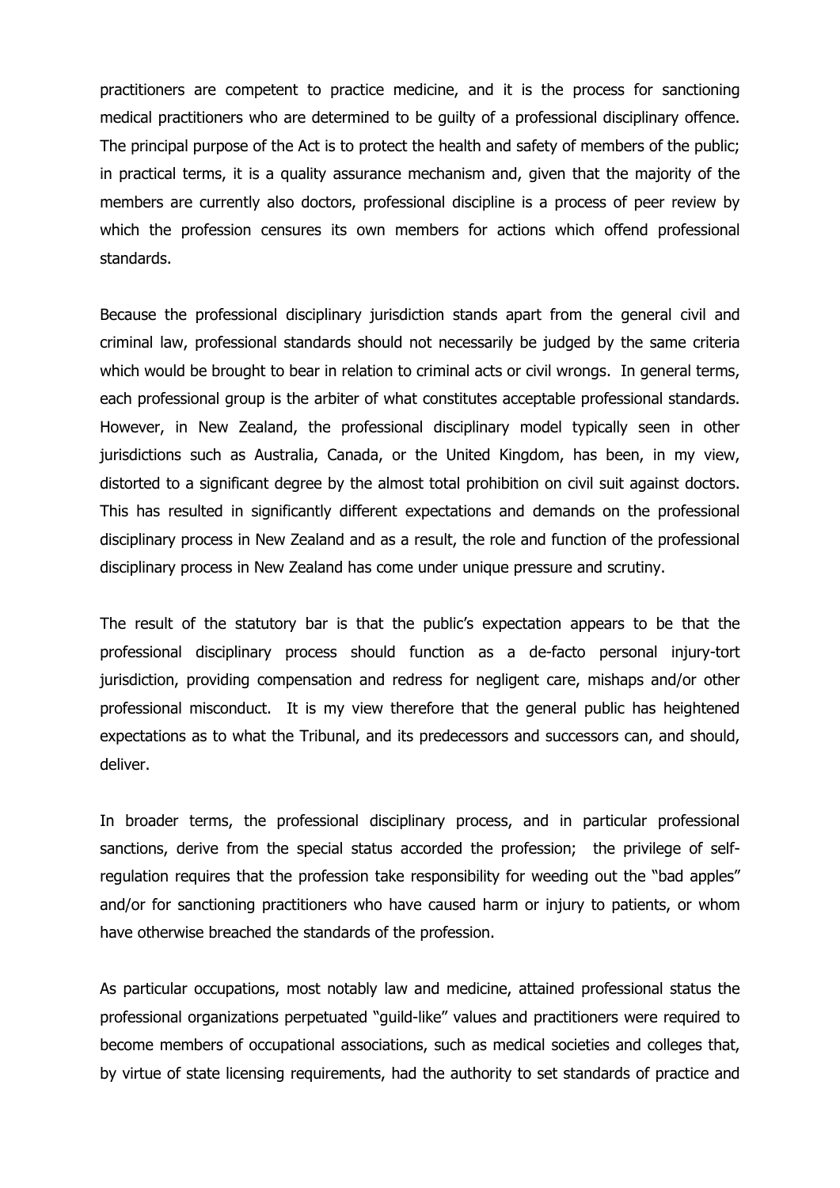practitioners are competent to practice medicine, and it is the process for sanctioning medical practitioners who are determined to be guilty of a professional disciplinary offence. The principal purpose of the Act is to protect the health and safety of members of the public; in practical terms, it is a quality assurance mechanism and, given that the majority of the members are currently also doctors, professional discipline is a process of peer review by which the profession censures its own members for actions which offend professional standards.

Because the professional disciplinary jurisdiction stands apart from the general civil and criminal law, professional standards should not necessarily be judged by the same criteria which would be brought to bear in relation to criminal acts or civil wrongs. In general terms, each professional group is the arbiter of what constitutes acceptable professional standards. However, in New Zealand, the professional disciplinary model typically seen in other jurisdictions such as Australia, Canada, or the United Kingdom, has been, in my view, distorted to a significant degree by the almost total prohibition on civil suit against doctors. This has resulted in significantly different expectations and demands on the professional disciplinary process in New Zealand and as a result, the role and function of the professional disciplinary process in New Zealand has come under unique pressure and scrutiny.

The result of the statutory bar is that the public's expectation appears to be that the professional disciplinary process should function as a de-facto personal injury-tort jurisdiction, providing compensation and redress for negligent care, mishaps and/or other professional misconduct. It is my view therefore that the general public has heightened expectations as to what the Tribunal, and its predecessors and successors can, and should, deliver.

In broader terms, the professional disciplinary process, and in particular professional sanctions, derive from the special status accorded the profession; the privilege of self-regulation requires that the profession take responsibility for weeding out the "bad apples" and/or for sanctioning practitioners who have caused harm or injury to patients, or whom have otherwise breached the standards of the profession.

As particular occupations, most notably law and medicine, attained professional status the professional organizations perpetuated "guild-like" values and practitioners were required to become members of occupational associations, such as medical societies and colleges that, by virtue of state licensing requirements, had the authority to set standards of practice and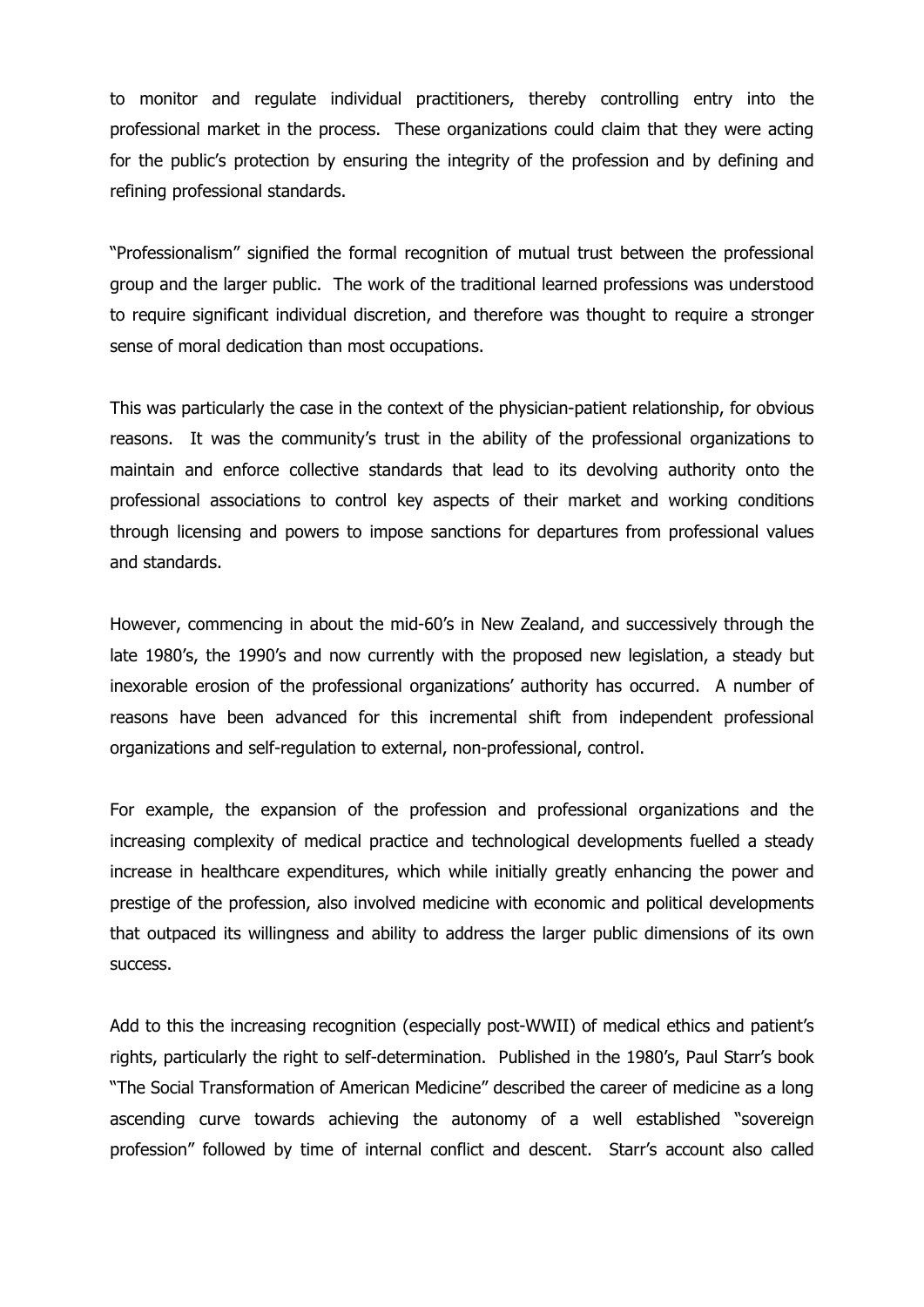to monitor and regulate individual practitioners, thereby controlling entry into the professional market in the process. These organizations could claim that they were acting for the public's protection by ensuring the integrity of the profession and by defining and refining professional standards.

"Professionalism" signified the formal recognition of mutual trust between the professional group and the larger public. The work of the traditional learned professions was understood to require significant individual discretion, and therefore was thought to require a stronger sense of moral dedication than most occupations.

This was particularly the case in the context of the physician-patient relationship, for obvious reasons. It was the community's trust in the ability of the professional organizations to maintain and enforce collective standards that lead to its devolving authority onto the professional associations to control key aspects of their market and working conditions through licensing and powers to impose sanctions for departures from professional values and standards.

However, commencing in about the mid-60's in New Zealand, and successively through the late 1980's, the 1990's and now currently with the proposed new legislation, a steady but inexorable erosion of the professional organizations' authority has occurred. A number of reasons have been advanced for this incremental shift from independent professional organizations and self-regulation to external, non-professional, control.

For example, the expansion of the profession and professional organizations and the increasing complexity of medical practice and technological developments fuelled a steady increase in healthcare expenditures, which while initially greatly enhancing the power and prestige of the profession, also involved medicine with economic and political developments that outpaced its willingness and ability to address the larger public dimensions of its own success.

Add to this the increasing recognition (especially post-WWII) of medical ethics and patient's rights, particularly the right to self-determination. Published in the 1980's, Paul Starr's book "The Social Transformation of American Medicine" described the career of medicine as a long ascending curve towards achieving the autonomy of a well established "sovereign profession" followed by time of internal conflict and descent. Starr's account also called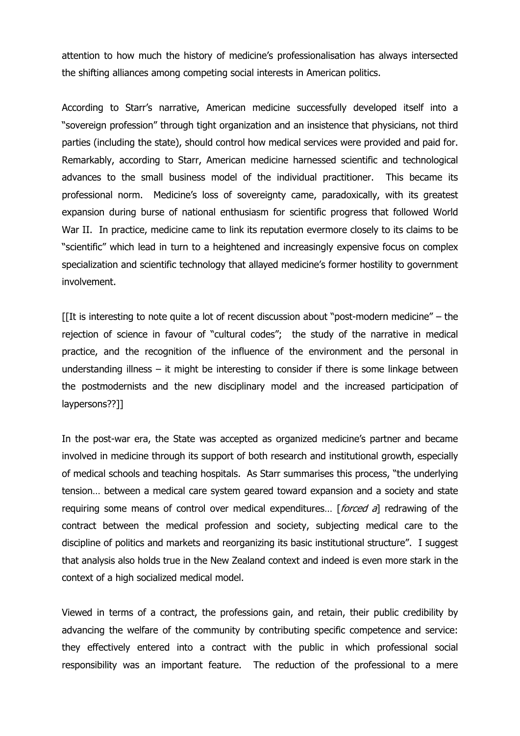attention to how much the history of medicine's professionalisation has always intersected the shifting alliances among competing social interests in American politics.

According to Starr's narrative, American medicine successfully developed itself into a "sovereign profession" through tight organization and an insistence that physicians, not third parties (including the state), should control how medical services were provided and paid for. Remarkably, according to Starr, American medicine harnessed scientific and technological advances to the small business model of the individual practitioner. This became its professional norm. Medicine's loss of sovereignty came, paradoxically, with its greatest expansion during burse of national enthusiasm for scientific progress that followed World War II. In practice, medicine came to link its reputation evermore closely to its claims to be "scientific" which lead in turn to a heightened and increasingly expensive focus on complex specialization and scientific technology that allayed medicine's former hostility to government involvement.

[[It is interesting to note quite a lot of recent discussion about "post-modern medicine" – the rejection of science in favour of "cultural codes"; the study of the narrative in medical practice, and the recognition of the influence of the environment and the personal in understanding illness – it might be interesting to consider if there is some linkage between the postmodernists and the new disciplinary model and the increased participation of laypersons??]]

In the post-war era, the State was accepted as organized medicine's partner and became involved in medicine through its support of both research and institutional growth, especially of medical schools and teaching hospitals. As Starr summarises this process, "the underlying tension… between a medical care system geared toward expansion and a society and state requiring some means of control over medical expenditures… [*forced a*] redrawing of the contract between the medical profession and society, subjecting medical care to the discipline of politics and markets and reorganizing its basic institutional structure". I suggest that analysis also holds true in the New Zealand context and indeed is even more stark in the context of a high socialized medical model.

Viewed in terms of a contract, the professions gain, and retain, their public credibility by advancing the welfare of the community by contributing specific competence and service: they effectively entered into a contract with the public in which professional social responsibility was an important feature. The reduction of the professional to a mere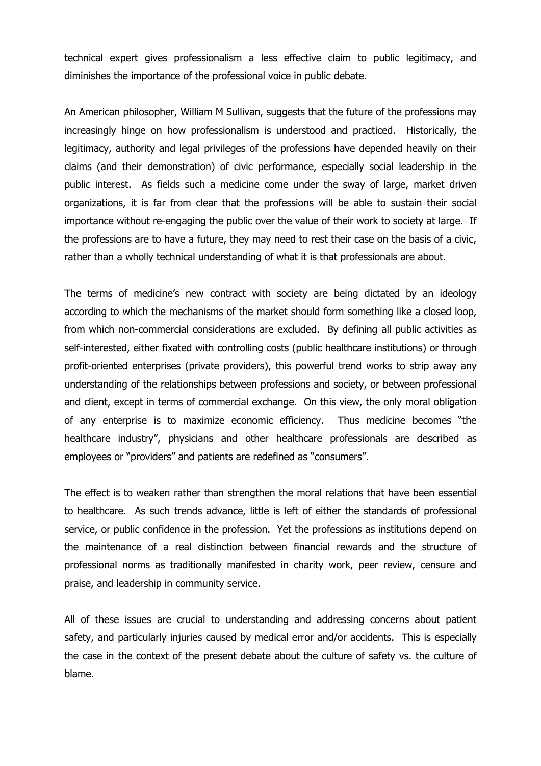technical expert gives professionalism a less effective claim to public legitimacy, and diminishes the importance of the professional voice in public debate.

An American philosopher, William M Sullivan, suggests that the future of the professions may increasingly hinge on how professionalism is understood and practiced. Historically, the legitimacy, authority and legal privileges of the professions have depended heavily on their claims (and their demonstration) of civic performance, especially social leadership in the public interest. As fields such a medicine come under the sway of large, market driven organizations, it is far from clear that the professions will be able to sustain their social importance without re-engaging the public over the value of their work to society at large. If the professions are to have a future, they may need to rest their case on the basis of a civic, rather than a wholly technical understanding of what it is that professionals are about.

The terms of medicine's new contract with society are being dictated by an ideology according to which the mechanisms of the market should form something like a closed loop, from which non-commercial considerations are excluded. By defining all public activities as self-interested, either fixated with controlling costs (public healthcare institutions) or through profit-oriented enterprises (private providers), this powerful trend works to strip away any understanding of the relationships between professions and society, or between professional and client, except in terms of commercial exchange. On this view, the only moral obligation of any enterprise is to maximize economic efficiency. Thus medicine becomes "the healthcare industry", physicians and other healthcare professionals are described as employees or "providers" and patients are redefined as "consumers".

The effect is to weaken rather than strengthen the moral relations that have been essential to healthcare. As such trends advance, little is left of either the standards of professional service, or public confidence in the profession. Yet the professions as institutions depend on the maintenance of a real distinction between financial rewards and the structure of professional norms as traditionally manifested in charity work, peer review, censure and praise, and leadership in community service.

All of these issues are crucial to understanding and addressing concerns about patient safety, and particularly injuries caused by medical error and/or accidents. This is especially the case in the context of the present debate about the culture of safety vs. the culture of blame.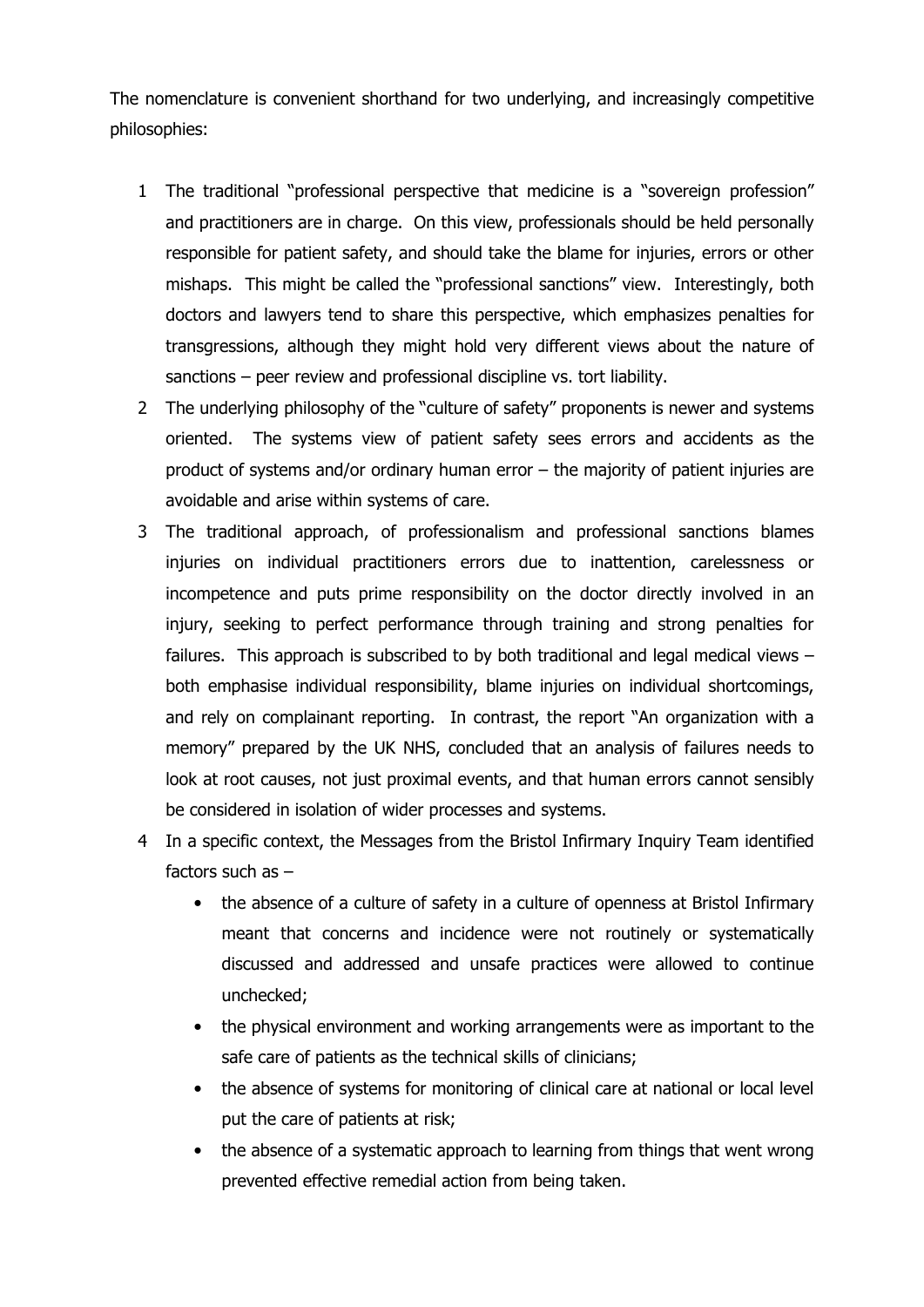The nomenclature is convenient shorthand for two underlying, and increasingly competitive philosophies:

1. The traditional "professional perspective that medicine is a "sovereign profession" and practitioners are in charge. On this view, professionals should be held personally responsible for patient safety, and should take the blame for injuries, errors or other mishaps. This might be called the "professional sanctions" view. Interestingly, both doctors and lawyers tend to share this perspective, which emphasizes penalties for transgressions, although they might hold very different views about the nature of sanctions – peer review and professional discipline vs. tort liability.
2. The underlying philosophy of the "culture of safety" proponents is newer and systems oriented. The systems view of patient safety sees errors and accidents as the product of systems and/or ordinary human error – the majority of patient injuries are avoidable and arise within systems of care.
3. The traditional approach, of professionalism and professional sanctions blames injuries on individual practitioners errors due to inattention, carelessness or incompetence and puts prime responsibility on the doctor directly involved in an injury, seeking to perfect performance through training and strong penalties for failures. This approach is subscribed to by both traditional and legal medical views – both emphasise individual responsibility, blame injuries on individual shortcomings, and rely on complainant reporting. In contrast, the report "An organization with a memory" prepared by the UK NHS, concluded that an analysis of failures needs to look at root causes, not just proximal events, and that human errors cannot sensibly be considered in isolation of wider processes and systems.
4. In a specific context, the Messages from the Bristol Infirmary Inquiry Team identified factors such as –
   - the absence of a culture of safety in a culture of openness at Bristol Infirmary meant that concerns and incidence were not routinely or systematically discussed and addressed and unsafe practices were allowed to continue unchecked;
   - the physical environment and working arrangements were as important to the safe care of patients as the technical skills of clinicians;
   - the absence of systems for monitoring of clinical care at national or local level put the care of patients at risk;
   - the absence of a systematic approach to learning from things that went wrong prevented effective remedial action from being taken.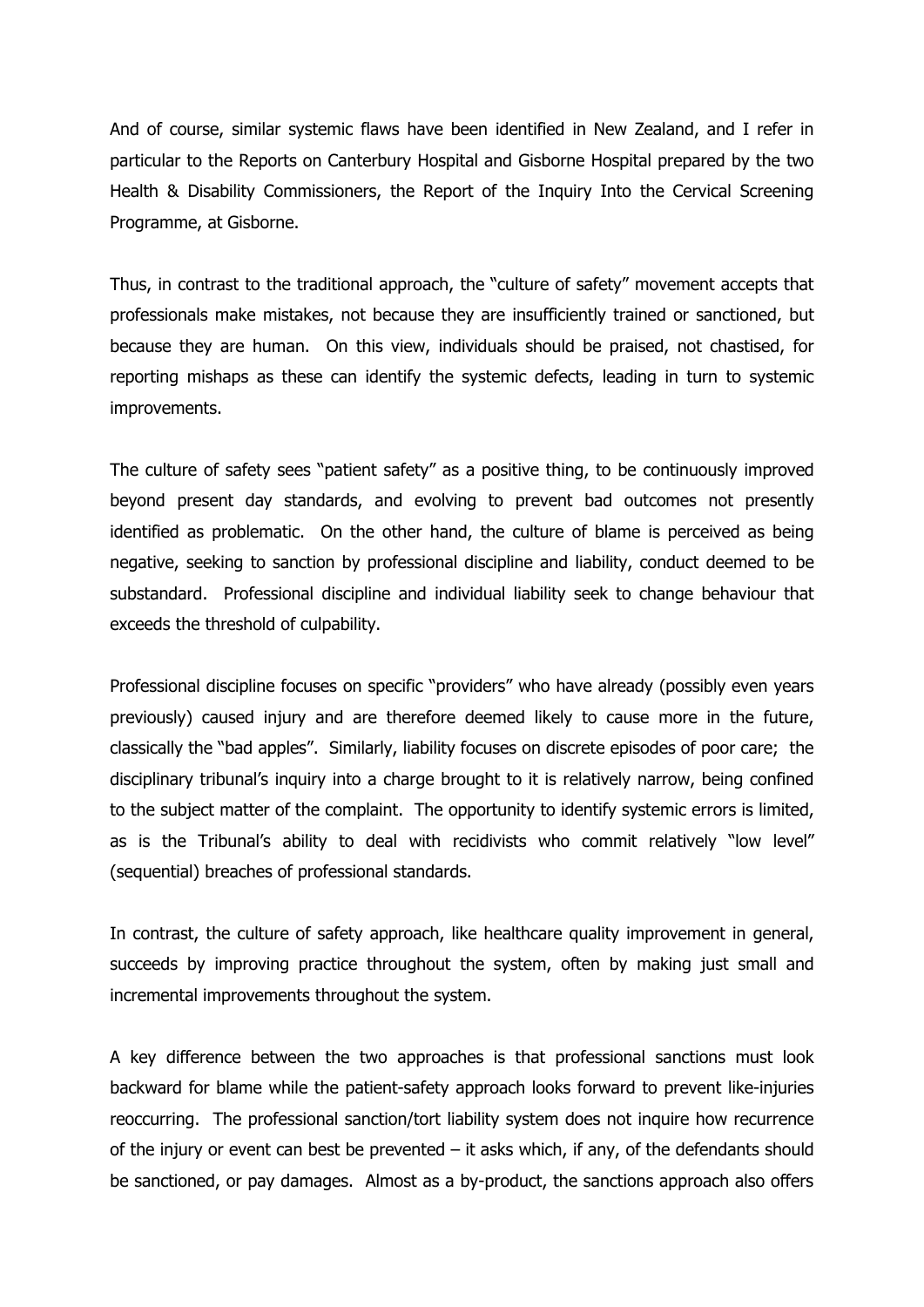And of course, similar systemic flaws have been identified in New Zealand, and I refer in particular to the Reports on Canterbury Hospital and Gisborne Hospital prepared by the two Health & Disability Commissioners, the Report of the Inquiry Into the Cervical Screening Programme, at Gisborne.

Thus, in contrast to the traditional approach, the "culture of safety" movement accepts that professionals make mistakes, not because they are insufficiently trained or sanctioned, but because they are human. On this view, individuals should be praised, not chastised, for reporting mishaps as these can identify the systemic defects, leading in turn to systemic improvements.

The culture of safety sees "patient safety" as a positive thing, to be continuously improved beyond present day standards, and evolving to prevent bad outcomes not presently identified as problematic. On the other hand, the culture of blame is perceived as being negative, seeking to sanction by professional discipline and liability, conduct deemed to be substandard. Professional discipline and individual liability seek to change behaviour that exceeds the threshold of culpability.

Professional discipline focuses on specific "providers" who have already (possibly even years previously) caused injury and are therefore deemed likely to cause more in the future, classically the "bad apples". Similarly, liability focuses on discrete episodes of poor care; the disciplinary tribunal's inquiry into a charge brought to it is relatively narrow, being confined to the subject matter of the complaint. The opportunity to identify systemic errors is limited, as is the Tribunal's ability to deal with recidivists who commit relatively "low level" (sequential) breaches of professional standards.

In contrast, the culture of safety approach, like healthcare quality improvement in general, succeeds by improving practice throughout the system, often by making just small and incremental improvements throughout the system.

A key difference between the two approaches is that professional sanctions must look backward for blame while the patient-safety approach looks forward to prevent like-injuries reoccurring. The professional sanction/tort liability system does not inquire how recurrence of the injury or event can best be prevented – it asks which, if any, of the defendants should be sanctioned, or pay damages. Almost as a by-product, the sanctions approach also offers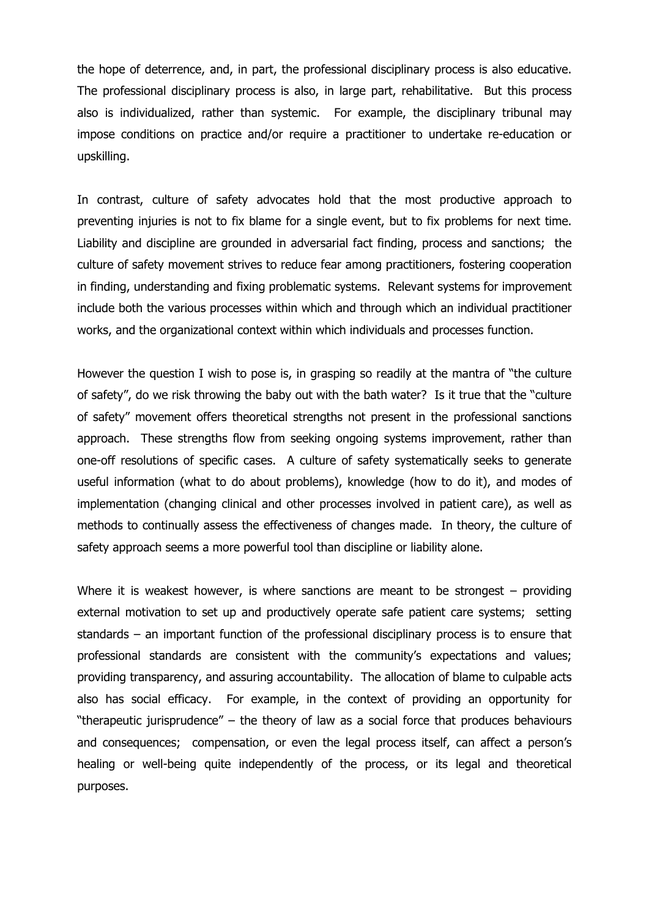the hope of deterrence, and, in part, the professional disciplinary process is also educative. The professional disciplinary process is also, in large part, rehabilitative. But this process also is individualized, rather than systemic. For example, the disciplinary tribunal may impose conditions on practice and/or require a practitioner to undertake re-education or upskilling.

In contrast, culture of safety advocates hold that the most productive approach to preventing injuries is not to fix blame for a single event, but to fix problems for next time. Liability and discipline are grounded in adversarial fact finding, process and sanctions; the culture of safety movement strives to reduce fear among practitioners, fostering cooperation in finding, understanding and fixing problematic systems. Relevant systems for improvement include both the various processes within which and through which an individual practitioner works, and the organizational context within which individuals and processes function.

However the question I wish to pose is, in grasping so readily at the mantra of "the culture of safety", do we risk throwing the baby out with the bath water? Is it true that the "culture of safety" movement offers theoretical strengths not present in the professional sanctions approach. These strengths flow from seeking ongoing systems improvement, rather than one-off resolutions of specific cases. A culture of safety systematically seeks to generate useful information (what to do about problems), knowledge (how to do it), and modes of implementation (changing clinical and other processes involved in patient care), as well as methods to continually assess the effectiveness of changes made. In theory, the culture of safety approach seems a more powerful tool than discipline or liability alone.

Where it is weakest however, is where sanctions are meant to be strongest – providing external motivation to set up and productively operate safe patient care systems; setting standards – an important function of the professional disciplinary process is to ensure that professional standards are consistent with the community's expectations and values; providing transparency, and assuring accountability. The allocation of blame to culpable acts also has social efficacy. For example, in the context of providing an opportunity for "therapeutic jurisprudence" – the theory of law as a social force that produces behaviours and consequences; compensation, or even the legal process itself, can affect a person's healing or well-being quite independently of the process, or its legal and theoretical purposes.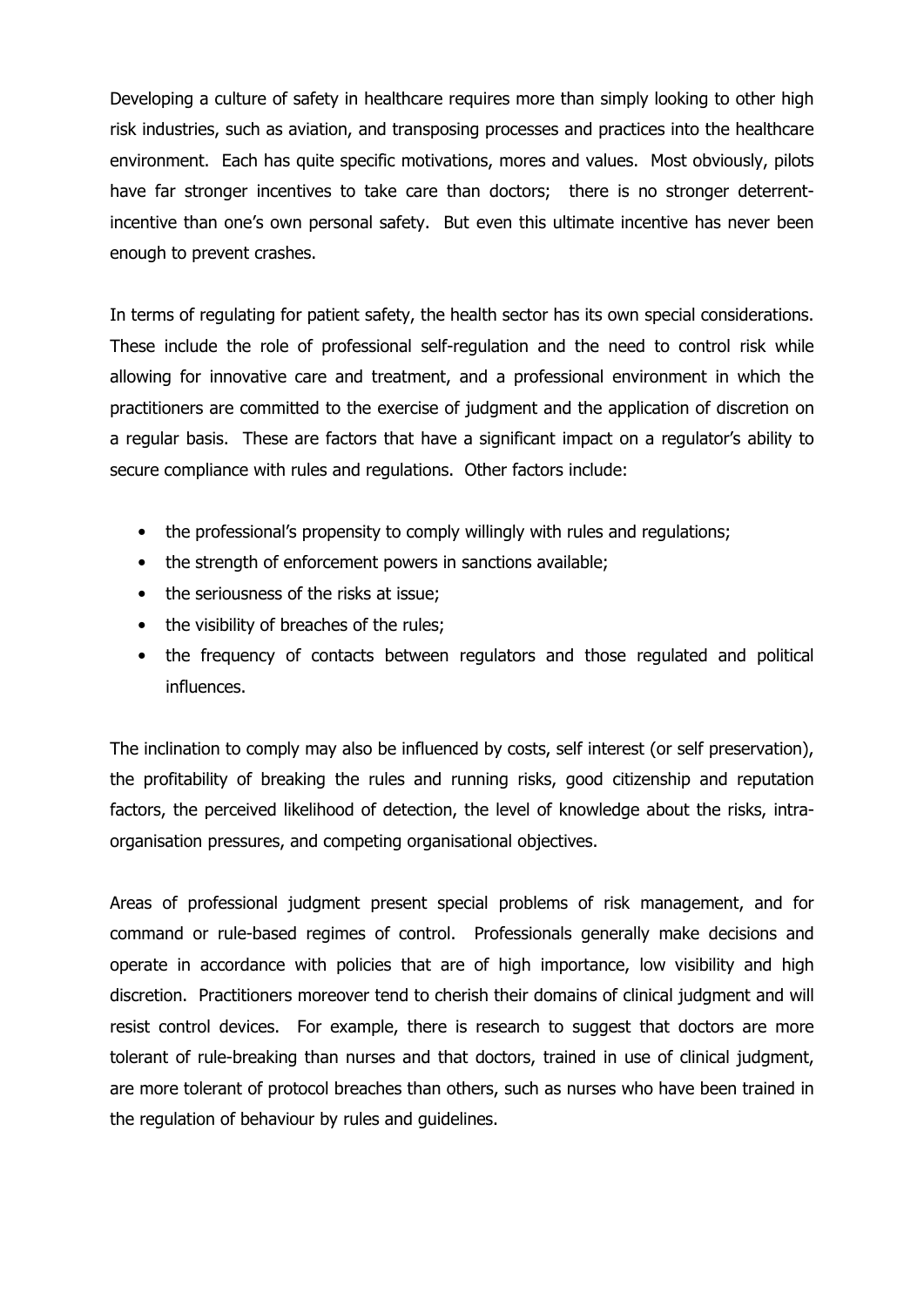Developing a culture of safety in healthcare requires more than simply looking to other high risk industries, such as aviation, and transposing processes and practices into the healthcare environment. Each has quite specific motivations, mores and values. Most obviously, pilots have far stronger incentives to take care than doctors; there is no stronger deterrent-incentive than one's own personal safety. But even this ultimate incentive has never been enough to prevent crashes.

In terms of regulating for patient safety, the health sector has its own special considerations. These include the role of professional self-regulation and the need to control risk while allowing for innovative care and treatment, and a professional environment in which the practitioners are committed to the exercise of judgment and the application of discretion on a regular basis. These are factors that have a significant impact on a regulator's ability to secure compliance with rules and regulations. Other factors include:

- the professional's propensity to comply willingly with rules and regulations;
- the strength of enforcement powers in sanctions available;
- the seriousness of the risks at issue;
- the visibility of breaches of the rules;
- the frequency of contacts between regulators and those regulated and political influences.

The inclination to comply may also be influenced by costs, self interest (or self preservation), the profitability of breaking the rules and running risks, good citizenship and reputation factors, the perceived likelihood of detection, the level of knowledge about the risks, intra-organisation pressures, and competing organisational objectives.

Areas of professional judgment present special problems of risk management, and for command or rule-based regimes of control. Professionals generally make decisions and operate in accordance with policies that are of high importance, low visibility and high discretion. Practitioners moreover tend to cherish their domains of clinical judgment and will resist control devices. For example, there is research to suggest that doctors are more tolerant of rule-breaking than nurses and that doctors, trained in use of clinical judgment, are more tolerant of protocol breaches than others, such as nurses who have been trained in the regulation of behaviour by rules and guidelines.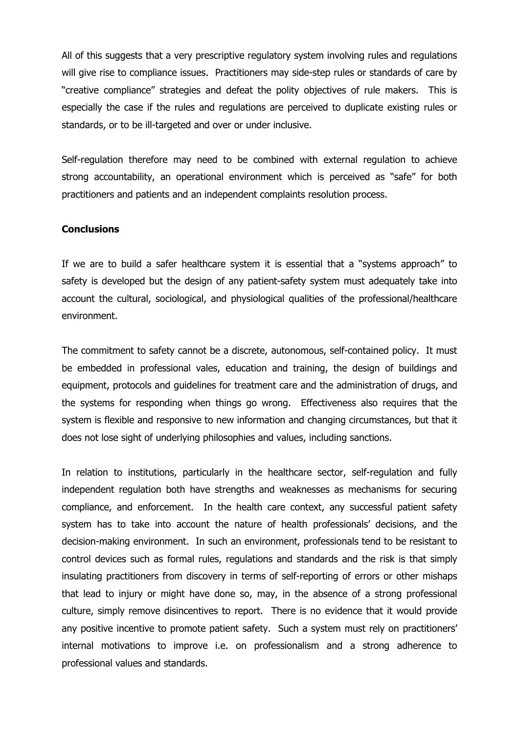All of this suggests that a very prescriptive regulatory system involving rules and regulations will give rise to compliance issues. Practitioners may side-step rules or standards of care by "creative compliance" strategies and defeat the polity objectives of rule makers. This is especially the case if the rules and regulations are perceived to duplicate existing rules or standards, or to be ill-targeted and over or under inclusive.

Self-regulation therefore may need to be combined with external regulation to achieve strong accountability, an operational environment which is perceived as "safe" for both practitioners and patients and an independent complaints resolution process.

**Conclusions**

If we are to build a safer healthcare system it is essential that a "systems approach" to safety is developed but the design of any patient-safety system must adequately take into account the cultural, sociological, and physiological qualities of the professional/healthcare environment.

The commitment to safety cannot be a discrete, autonomous, self-contained policy. It must be embedded in professional vales, education and training, the design of buildings and equipment, protocols and guidelines for treatment care and the administration of drugs, and the systems for responding when things go wrong. Effectiveness also requires that the system is flexible and responsive to new information and changing circumstances, but that it does not lose sight of underlying philosophies and values, including sanctions.

In relation to institutions, particularly in the healthcare sector, self-regulation and fully independent regulation both have strengths and weaknesses as mechanisms for securing compliance, and enforcement. In the health care context, any successful patient safety system has to take into account the nature of health professionals' decisions, and the decision-making environment. In such an environment, professionals tend to be resistant to control devices such as formal rules, regulations and standards and the risk is that simply insulating practitioners from discovery in terms of self-reporting of errors or other mishaps that lead to injury or might have done so, may, in the absence of a strong professional culture, simply remove disincentives to report. There is no evidence that it would provide any positive incentive to promote patient safety. Such a system must rely on practitioners' internal motivations to improve i.e. on professionalism and a strong adherence to professional values and standards.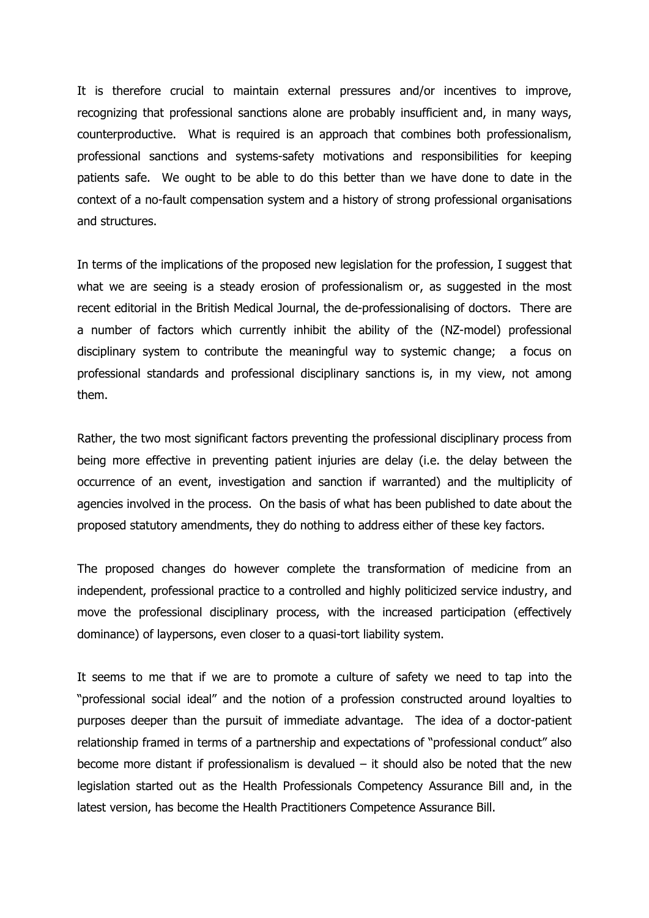It is therefore crucial to maintain external pressures and/or incentives to improve, recognizing that professional sanctions alone are probably insufficient and, in many ways, counterproductive. What is required is an approach that combines both professionalism, professional sanctions and systems-safety motivations and responsibilities for keeping patients safe. We ought to be able to do this better than we have done to date in the context of a no-fault compensation system and a history of strong professional organisations and structures.

In terms of the implications of the proposed new legislation for the profession, I suggest that what we are seeing is a steady erosion of professionalism or, as suggested in the most recent editorial in the British Medical Journal, the de-professionalising of doctors. There are a number of factors which currently inhibit the ability of the (NZ-model) professional disciplinary system to contribute the meaningful way to systemic change; a focus on professional standards and professional disciplinary sanctions is, in my view, not among them.

Rather, the two most significant factors preventing the professional disciplinary process from being more effective in preventing patient injuries are delay (i.e. the delay between the occurrence of an event, investigation and sanction if warranted) and the multiplicity of agencies involved in the process. On the basis of what has been published to date about the proposed statutory amendments, they do nothing to address either of these key factors.

The proposed changes do however complete the transformation of medicine from an independent, professional practice to a controlled and highly politicized service industry, and move the professional disciplinary process, with the increased participation (effectively dominance) of laypersons, even closer to a quasi-tort liability system.

It seems to me that if we are to promote a culture of safety we need to tap into the "professional social ideal" and the notion of a profession constructed around loyalties to purposes deeper than the pursuit of immediate advantage. The idea of a doctor-patient relationship framed in terms of a partnership and expectations of "professional conduct" also become more distant if professionalism is devalued – it should also be noted that the new legislation started out as the Health Professionals Competency Assurance Bill and, in the latest version, has become the Health Practitioners Competence Assurance Bill.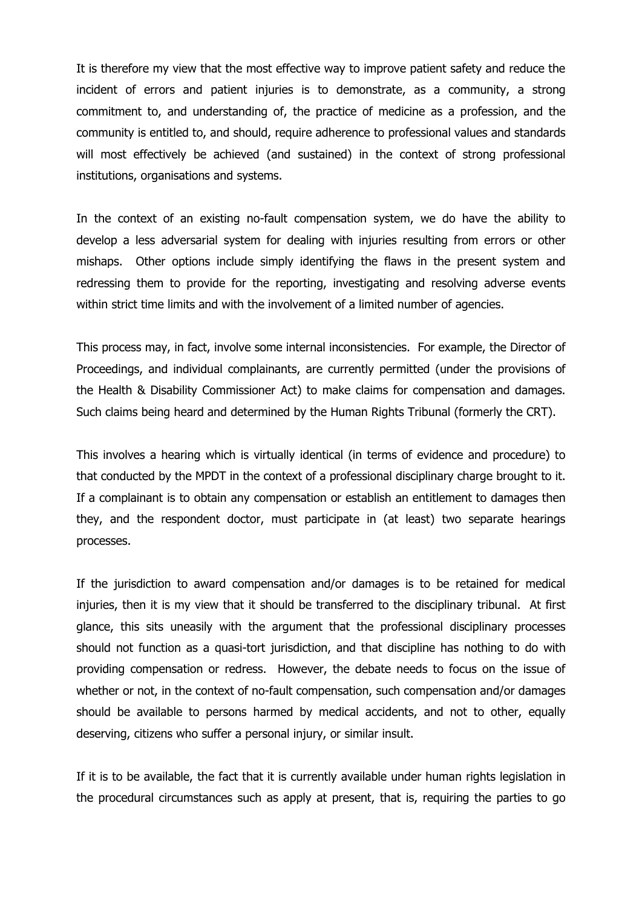It is therefore my view that the most effective way to improve patient safety and reduce the incident of errors and patient injuries is to demonstrate, as a community, a strong commitment to, and understanding of, the practice of medicine as a profession, and the community is entitled to, and should, require adherence to professional values and standards will most effectively be achieved (and sustained) in the context of strong professional institutions, organisations and systems.

In the context of an existing no-fault compensation system, we do have the ability to develop a less adversarial system for dealing with injuries resulting from errors or other mishaps. Other options include simply identifying the flaws in the present system and redressing them to provide for the reporting, investigating and resolving adverse events within strict time limits and with the involvement of a limited number of agencies.

This process may, in fact, involve some internal inconsistencies. For example, the Director of Proceedings, and individual complainants, are currently permitted (under the provisions of the Health & Disability Commissioner Act) to make claims for compensation and damages. Such claims being heard and determined by the Human Rights Tribunal (formerly the CRT).

This involves a hearing which is virtually identical (in terms of evidence and procedure) to that conducted by the MPDT in the context of a professional disciplinary charge brought to it. If a complainant is to obtain any compensation or establish an entitlement to damages then they, and the respondent doctor, must participate in (at least) two separate hearings processes.

If the jurisdiction to award compensation and/or damages is to be retained for medical injuries, then it is my view that it should be transferred to the disciplinary tribunal. At first glance, this sits uneasily with the argument that the professional disciplinary processes should not function as a quasi-tort jurisdiction, and that discipline has nothing to do with providing compensation or redress. However, the debate needs to focus on the issue of whether or not, in the context of no-fault compensation, such compensation and/or damages should be available to persons harmed by medical accidents, and not to other, equally deserving, citizens who suffer a personal injury, or similar insult.

If it is to be available, the fact that it is currently available under human rights legislation in the procedural circumstances such as apply at present, that is, requiring the parties to go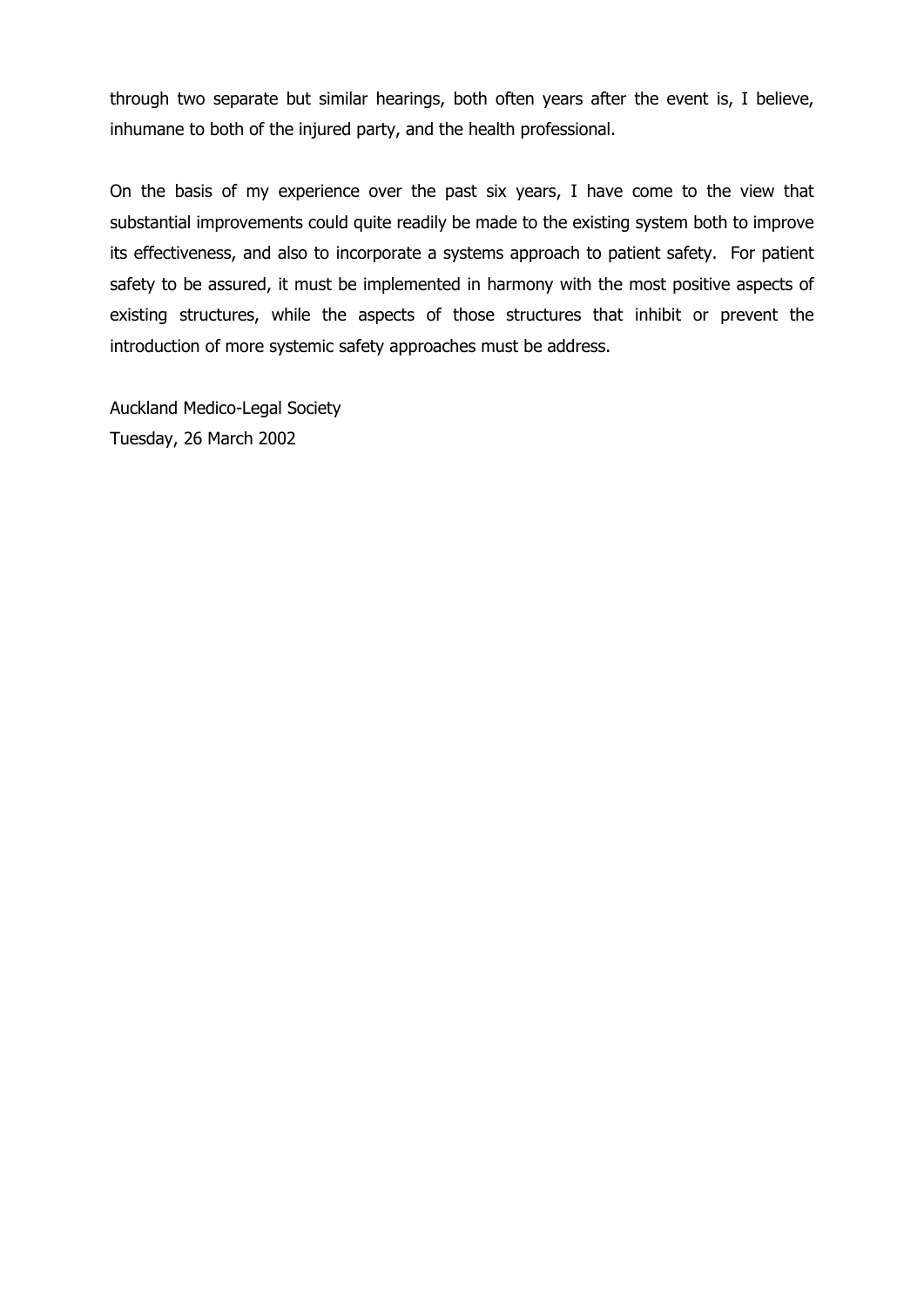through two separate but similar hearings, both often years after the event is, I believe, inhumane to both of the injured party, and the health professional.

On the basis of my experience over the past six years, I have come to the view that substantial improvements could quite readily be made to the existing system both to improve its effectiveness, and also to incorporate a systems approach to patient safety. For patient safety to be assured, it must be implemented in harmony with the most positive aspects of existing structures, while the aspects of those structures that inhibit or prevent the introduction of more systemic safety approaches must be address.

Auckland Medico-Legal Society
Tuesday, 26 March 2002